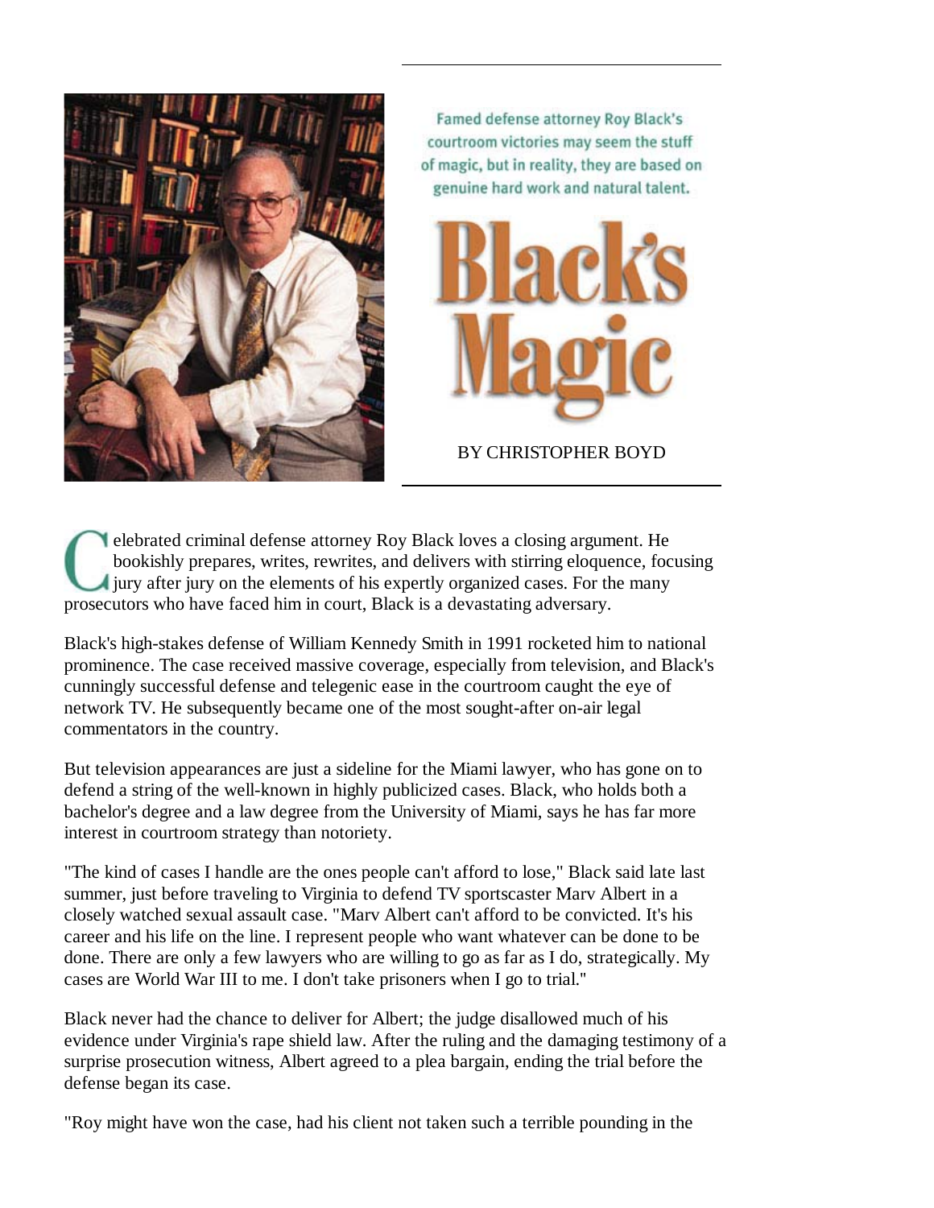Famed defense attorney Roy Black's courtroom victories may seem the stuff of magic, but in reality, they are based on genuine hard work and natural talent.

# Black's Magic

BY CHRISTOPHER BOYD

Celebrated criminal defense attorney Roy Black loves a closing argument. He bookishly prepares, writes, rewrites, and delivers with stirring eloquence, focusing jury after jury on the elements of his expertly organized cases. For the many prosecutors who have faced him in court, Black is a devastating adversary.

Black's high-stakes defense of William Kennedy Smith in 1991 rocketed him to national prominence. The case received massive coverage, especially from television, and Black's cunningly successful defense and telegenic ease in the courtroom caught the eye of network TV. He subsequently became one of the most sought-after on-air legal commentators in the country.

But television appearances are just a sideline for the Miami lawyer, who has gone on to defend a string of the well-known in highly publicized cases. Black, who holds both a bachelor's degree and a law degree from the University of Miami, says he has far more interest in courtroom strategy than notoriety.

"The kind of cases I handle are the ones people can't afford to lose," Black said late last summer, just before traveling to Virginia to defend TV sportscaster Marv Albert in a closely watched sexual assault case. "Marv Albert can't afford to be convicted. It's his career and his life on the line. I represent people who want whatever can be done to be done. There are only a few lawyers who are willing to go as far as I do, strategically. My cases are World War III to me. I don't take prisoners when I go to trial."

Black never had the chance to deliver for Albert; the judge disallowed much of his evidence under Virginia's rape shield law. After the ruling and the damaging testimony of a surprise prosecution witness, Albert agreed to a plea bargain, ending the trial before the defense began its case.

"Roy might have won the case, had his client not taken such a terrible pounding in the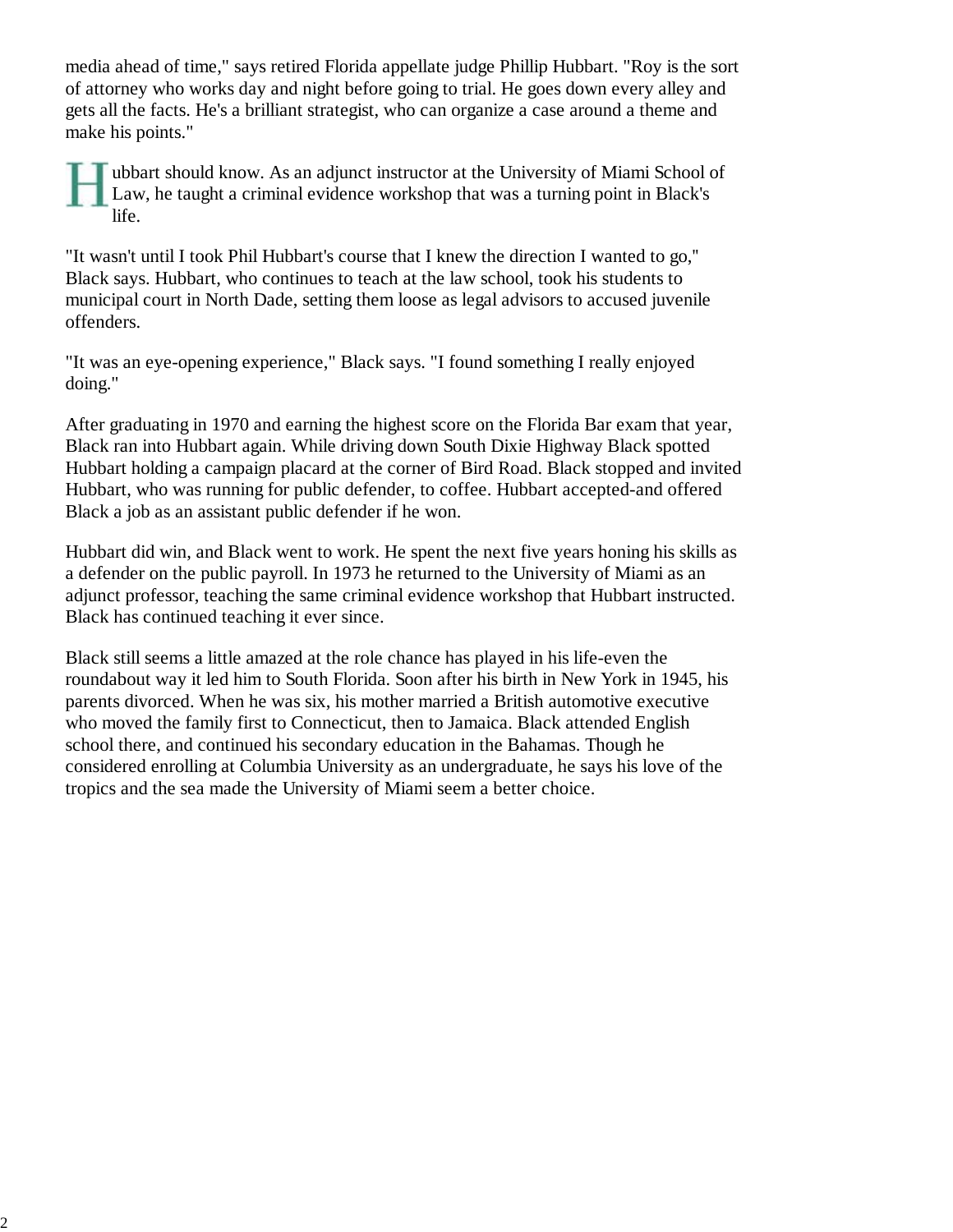media ahead of time," says retired Florida appellate judge Phillip Hubbart. "Roy is the sort of attorney who works day and night before going to trial. He goes down every alley and gets all the facts. He's a brilliant strategist, who can organize a case around a theme and make his points."

Hubbart should know. As an adjunct instructor at the University of Miami School of Law, he taught a criminal evidence workshop that was a turning point in Black's life.

"It wasn't until I took Phil Hubbart's course that I knew the direction I wanted to go," Black says. Hubbart, who continues to teach at the law school, took his students to municipal court in North Dade, setting them loose as legal advisors to accused juvenile offenders.

"It was an eye-opening experience," Black says. "I found something I really enjoyed doing."

After graduating in 1970 and earning the highest score on the Florida Bar exam that year, Black ran into Hubbart again. While driving down South Dixie Highway Black spotted Hubbart holding a campaign placard at the corner of Bird Road. Black stopped and invited Hubbart, who was running for public defender, to coffee. Hubbart accepted-and offered Black a job as an assistant public defender if he won.

Hubbart did win, and Black went to work. He spent the next five years honing his skills as a defender on the public payroll. In 1973 he returned to the University of Miami as an adjunct professor, teaching the same criminal evidence workshop that Hubbart instructed. Black has continued teaching it ever since.

Black still seems a little amazed at the role chance has played in his life-even the roundabout way it led him to South Florida. Soon after his birth in New York in 1945, his parents divorced. When he was six, his mother married a British automotive executive who moved the family first to Connecticut, then to Jamaica. Black attended English school there, and continued his secondary education in the Bahamas. Though he considered enrolling at Columbia University as an undergraduate, he says his love of the tropics and the sea made the University of Miami seem a better choice.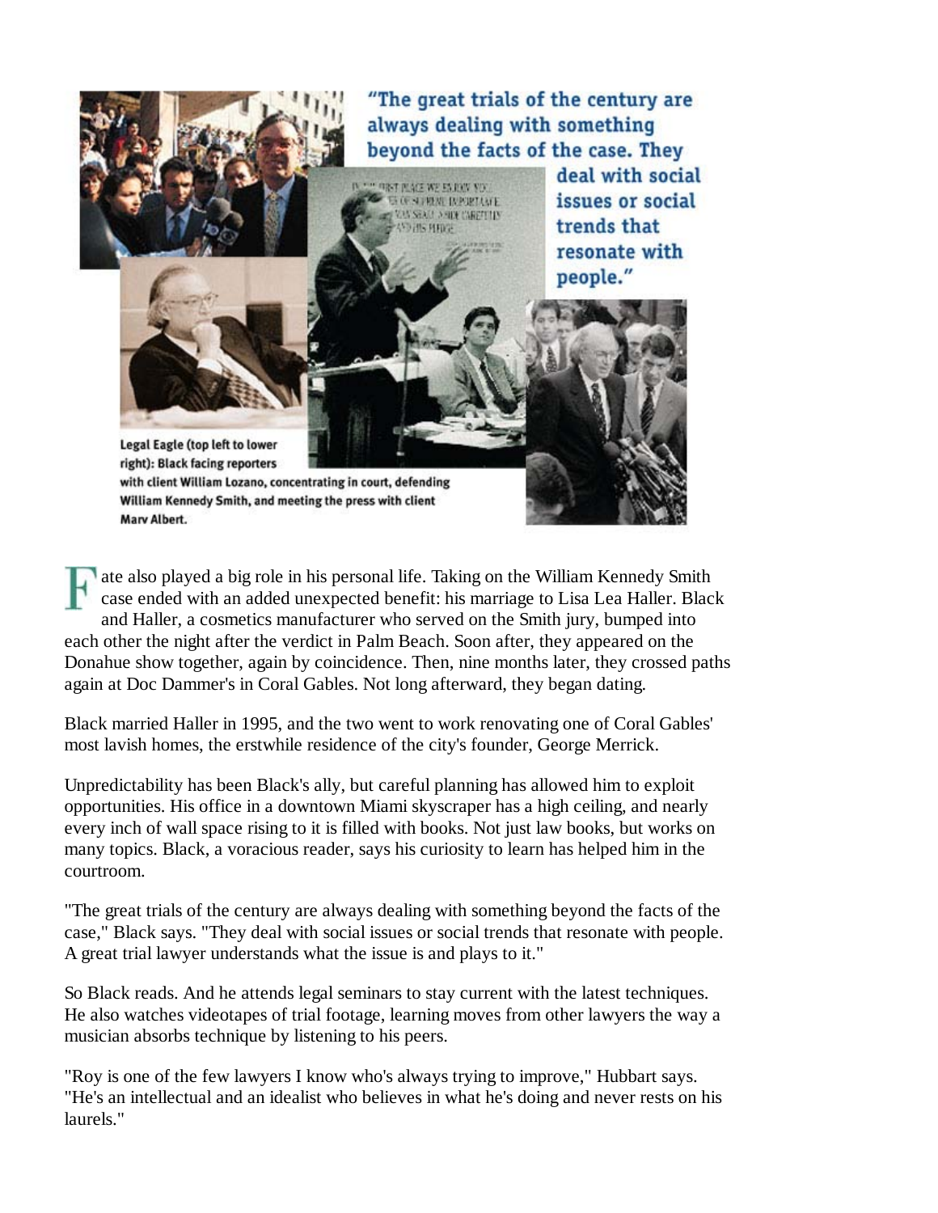"The great trials of the century are always dealing with something beyond the facts of the case. They deal with social issues or social trends that resonate with people."

**Legal Eagle (top left to lower right): Black facing reporters with client William Lozano, concentrating in court, defending William Kennedy Smith, and meeting the press with client Marv Albert.**

Fate also played a big role in his personal life. Taking on the William Kennedy Smith case ended with an added unexpected benefit: his marriage to Lisa Lea Haller. Black and Haller, a cosmetics manufacturer who served on the Smith jury, bumped into each other the night after the verdict in Palm Beach. Soon after, they appeared on the Donahue show together, again by coincidence. Then, nine months later, they crossed paths again at Doc Dammer's in Coral Gables. Not long afterward, they began dating.

Black married Haller in 1995, and the two went to work renovating one of Coral Gables' most lavish homes, the erstwhile residence of the city's founder, George Merrick.

Unpredictability has been Black's ally, but careful planning has allowed him to exploit opportunities. His office in a downtown Miami skyscraper has a high ceiling, and nearly every inch of wall space rising to it is filled with books. Not just law books, but works on many topics. Black, a voracious reader, says his curiosity to learn has helped him in the courtroom.

"The great trials of the century are always dealing with something beyond the facts of the case," Black says. "They deal with social issues or social trends that resonate with people. A great trial lawyer understands what the issue is and plays to it."

So Black reads. And he attends legal seminars to stay current with the latest techniques. He also watches videotapes of trial footage, learning moves from other lawyers the way a musician absorbs technique by listening to his peers.

"Roy is one of the few lawyers I know who's always trying to improve," Hubbart says. "He's an intellectual and an idealist who believes in what he's doing and never rests on his laurels."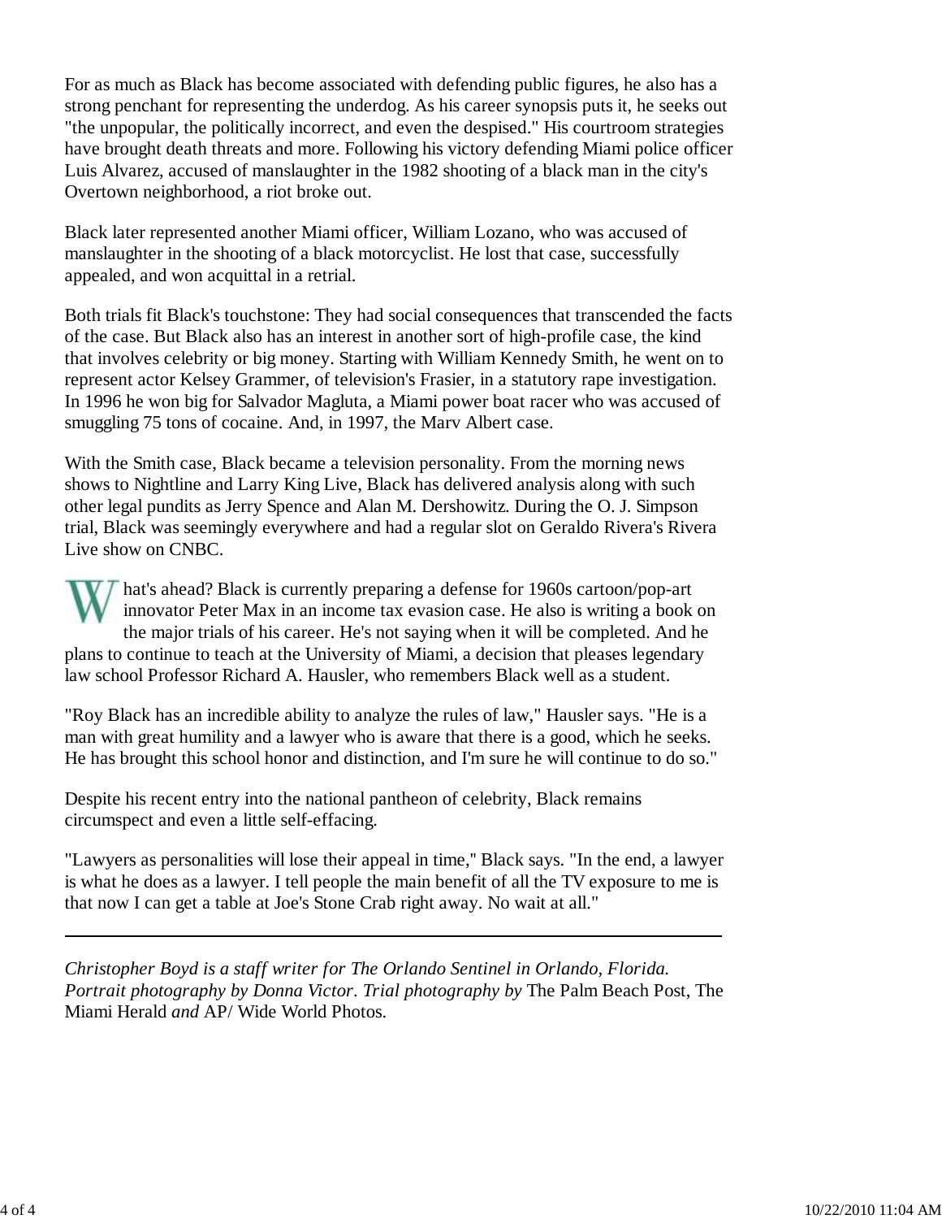For as much as Black has become associated with defending public figures, he also has a strong penchant for representing the underdog. As his career synopsis puts it, he seeks out "the unpopular, the politically incorrect, and even the despised." His courtroom strategies have brought death threats and more. Following his victory defending Miami police officer Luis Alvarez, accused of manslaughter in the 1982 shooting of a black man in the city's Overtown neighborhood, a riot broke out.

Black later represented another Miami officer, William Lozano, who was accused of manslaughter in the shooting of a black motorcyclist. He lost that case, successfully appealed, and won acquittal in a retrial.

Both trials fit Black's touchstone: They had social consequences that transcended the facts of the case. But Black also has an interest in another sort of high-profile case, the kind that involves celebrity or big money. Starting with William Kennedy Smith, he went on to represent actor Kelsey Grammer, of television's Frasier, in a statutory rape investigation. In 1996 he won big for Salvador Magluta, a Miami power boat racer who was accused of smuggling 75 tons of cocaine. And, in 1997, the Marv Albert case.

With the Smith case, Black became a television personality. From the morning news shows to Nightline and Larry King Live, Black has delivered analysis along with such other legal pundits as Jerry Spence and Alan M. Dershowitz. During the O. J. Simpson trial, Black was seemingly everywhere and had a regular slot on Geraldo Rivera's Rivera Live show on CNBC.

What's ahead? Black is currently preparing a defense for 1960s cartoon/pop-art innovator Peter Max in an income tax evasion case. He also is writing a book on the major trials of his career. He's not saying when it will be completed. And he plans to continue to teach at the University of Miami, a decision that pleases legendary law school Professor Richard A. Hausler, who remembers Black well as a student.

"Roy Black has an incredible ability to analyze the rules of law," Hausler says. "He is a man with great humility and a lawyer who is aware that there is a good, which he seeks. He has brought this school honor and distinction, and I'm sure he will continue to do so."

Despite his recent entry into the national pantheon of celebrity, Black remains circumspect and even a little self-effacing.

"Lawyers as personalities will lose their appeal in time," Black says. "In the end, a lawyer is what he does as a lawyer. I tell people the main benefit of all the TV exposure to me is that now I can get a table at Joe's Stone Crab right away. No wait at all."

---

*Christopher Boyd is a staff writer for The Orlando Sentinel in Orlando, Florida. Portrait photography by Donna Victor. Trial photography by* The Palm Beach Post, The Miami Herald *and* AP/ Wide World Photos.